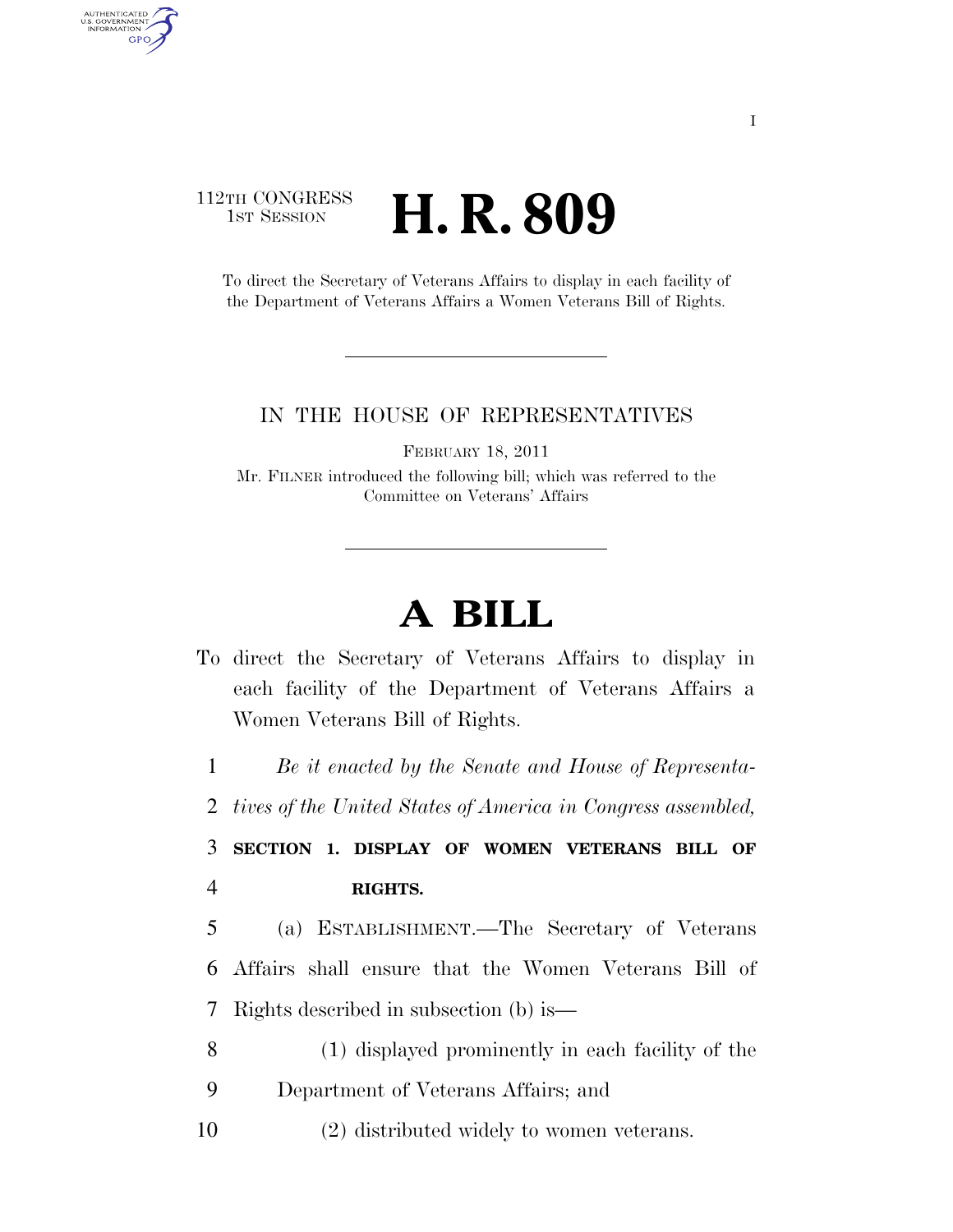112TH CONGRESS
1ST SESSION

# H. R. 809

To direct the Secretary of Veterans Affairs to display in each facility of the Department of Veterans Affairs a Women Veterans Bill of Rights.

IN THE HOUSE OF REPRESENTATIVES

FEBRUARY 18, 2011

Mr. FILNER introduced the following bill; which was referred to the Committee on Veterans' Affairs

# A BILL

To direct the Secretary of Veterans Affairs to display in each facility of the Department of Veterans Affairs a Women Veterans Bill of Rights.

*Be it enacted by the Senate and House of Representatives of the United States of America in Congress assembled,*

**SECTION 1. DISPLAY OF WOMEN VETERANS BILL OF RIGHTS.**

(a) ESTABLISHMENT.—The Secretary of Veterans Affairs shall ensure that the Women Veterans Bill of Rights described in subsection (b) is—

(1) displayed prominently in each facility of the Department of Veterans Affairs; and

(2) distributed widely to women veterans.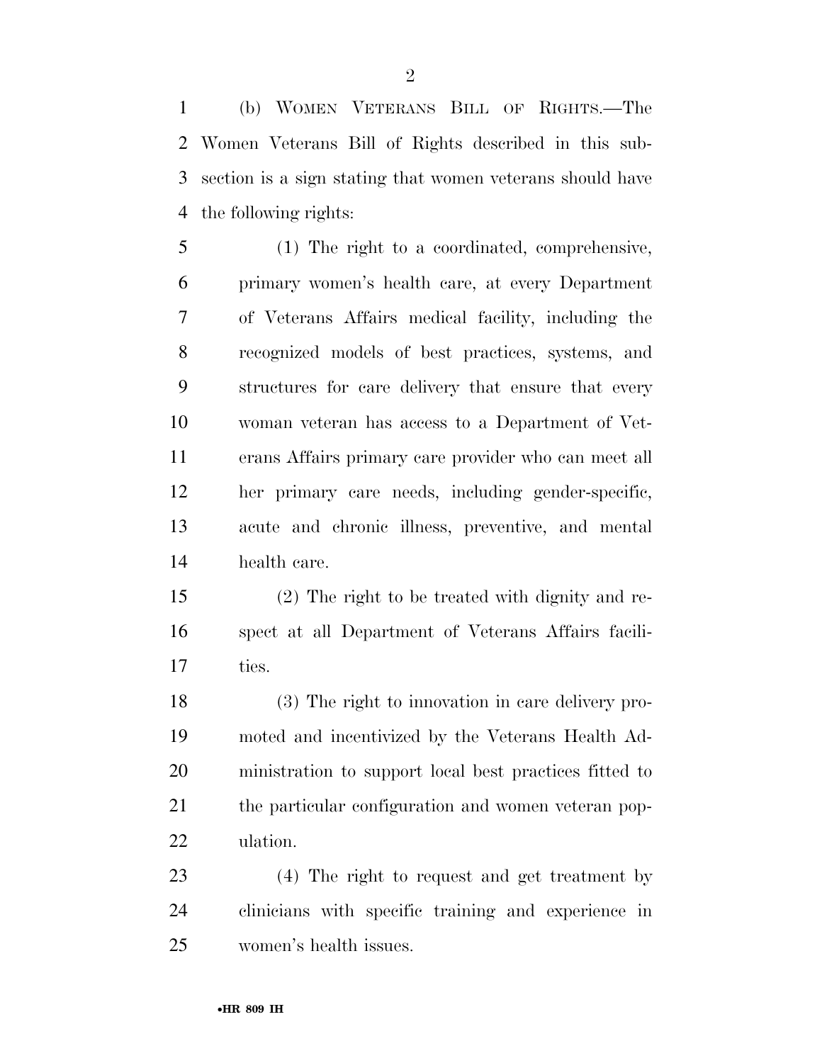(b) WOMEN VETERANS BILL OF RIGHTS.—The Women Veterans Bill of Rights described in this subsection is a sign stating that women veterans should have the following rights:

(1) The right to a coordinated, comprehensive, primary women's health care, at every Department of Veterans Affairs medical facility, including the recognized models of best practices, systems, and structures for care delivery that ensure that every woman veteran has access to a Department of Veterans Affairs primary care provider who can meet all her primary care needs, including gender-specific, acute and chronic illness, preventive, and mental health care.

(2) The right to be treated with dignity and respect at all Department of Veterans Affairs facilities.

(3) The right to innovation in care delivery promoted and incentivized by the Veterans Health Administration to support local best practices fitted to the particular configuration and women veteran population.

(4) The right to request and get treatment by clinicians with specific training and experience in women's health issues.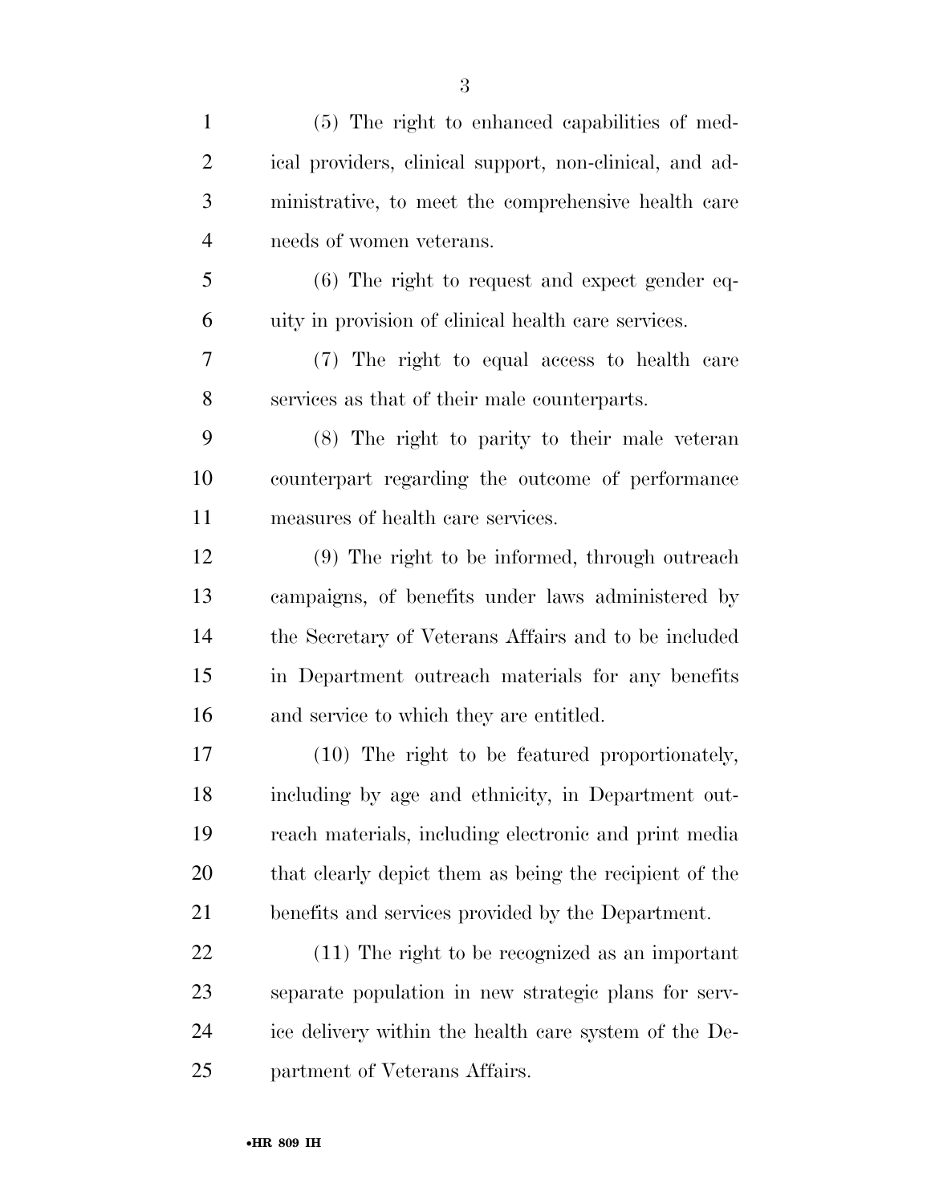(5) The right to enhanced capabilities of medical providers, clinical support, non-clinical, and administrative, to meet the comprehensive health care needs of women veterans.

(6) The right to request and expect gender equity in provision of clinical health care services.

(7) The right to equal access to health care services as that of their male counterparts.

(8) The right to parity to their male veteran counterpart regarding the outcome of performance measures of health care services.

(9) The right to be informed, through outreach campaigns, of benefits under laws administered by the Secretary of Veterans Affairs and to be included in Department outreach materials for any benefits and service to which they are entitled.

(10) The right to be featured proportionately, including by age and ethnicity, in Department outreach materials, including electronic and print media that clearly depict them as being the recipient of the benefits and services provided by the Department.

(11) The right to be recognized as an important separate population in new strategic plans for service delivery within the health care system of the Department of Veterans Affairs.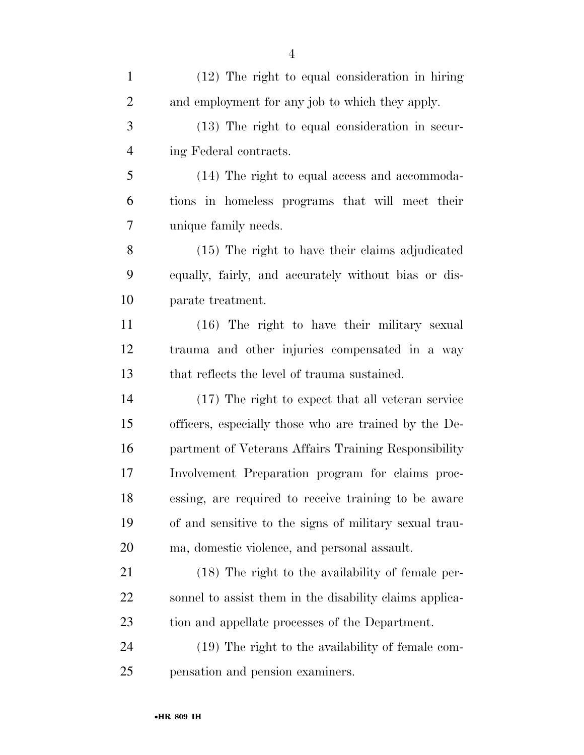(12) The right to equal consideration in hiring and employment for any job to which they apply.

(13) The right to equal consideration in securing Federal contracts.

(14) The right to equal access and accommodations in homeless programs that will meet their unique family needs.

(15) The right to have their claims adjudicated equally, fairly, and accurately without bias or disparate treatment.

(16) The right to have their military sexual trauma and other injuries compensated in a way that reflects the level of trauma sustained.

(17) The right to expect that all veteran service officers, especially those who are trained by the Department of Veterans Affairs Training Responsibility Involvement Preparation program for claims processing, are required to receive training to be aware of and sensitive to the signs of military sexual trauma, domestic violence, and personal assault.

(18) The right to the availability of female personnel to assist them in the disability claims application and appellate processes of the Department.

(19) The right to the availability of female compensation and pension examiners.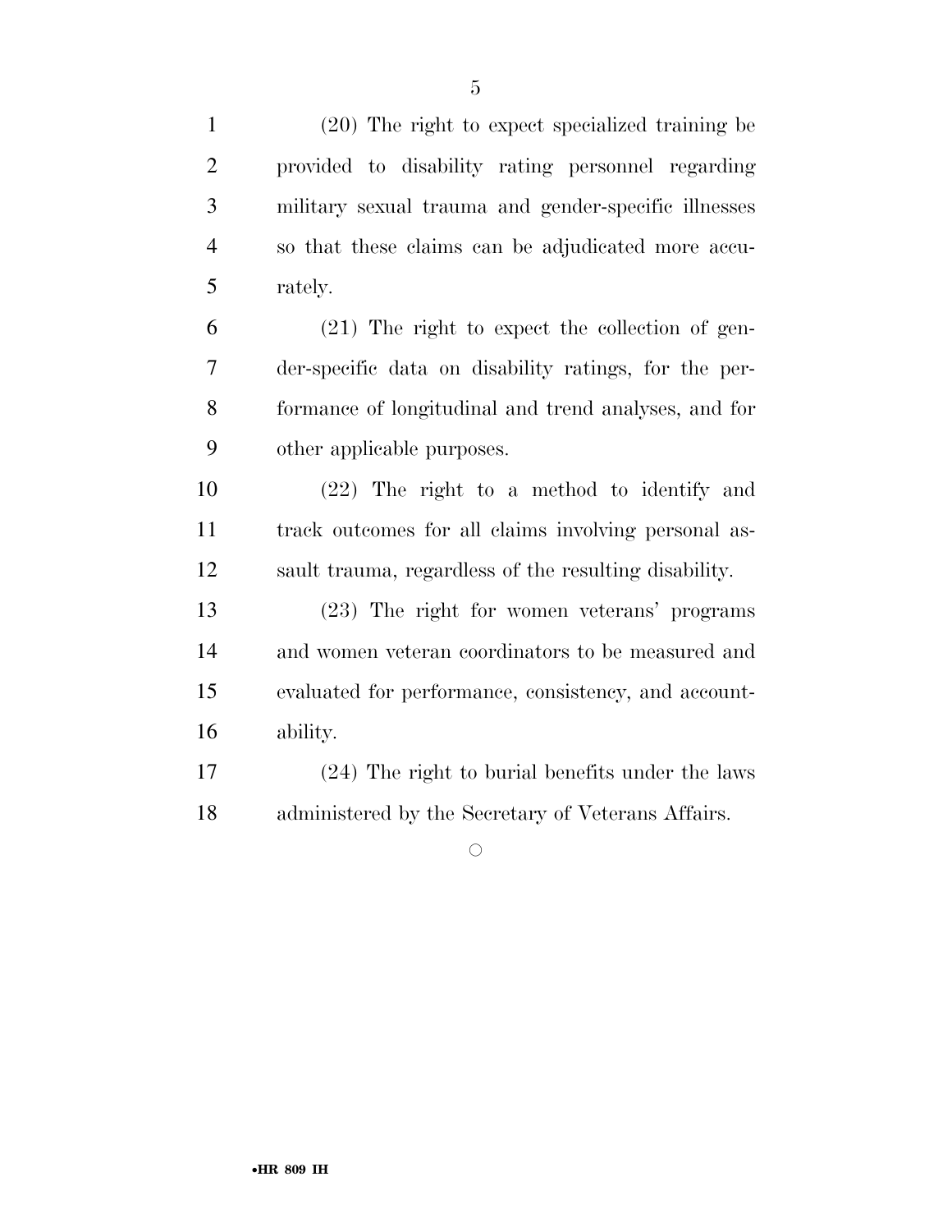(20) The right to expect specialized training be provided to disability rating personnel regarding military sexual trauma and gender-specific illnesses so that these claims can be adjudicated more accurately.

(21) The right to expect the collection of gender-specific data on disability ratings, for the performance of longitudinal and trend analyses, and for other applicable purposes.

(22) The right to a method to identify and track outcomes for all claims involving personal assault trauma, regardless of the resulting disability.

(23) The right for women veterans' programs and women veteran coordinators to be measured and evaluated for performance, consistency, and accountability.

(24) The right to burial benefits under the laws administered by the Secretary of Veterans Affairs.

○